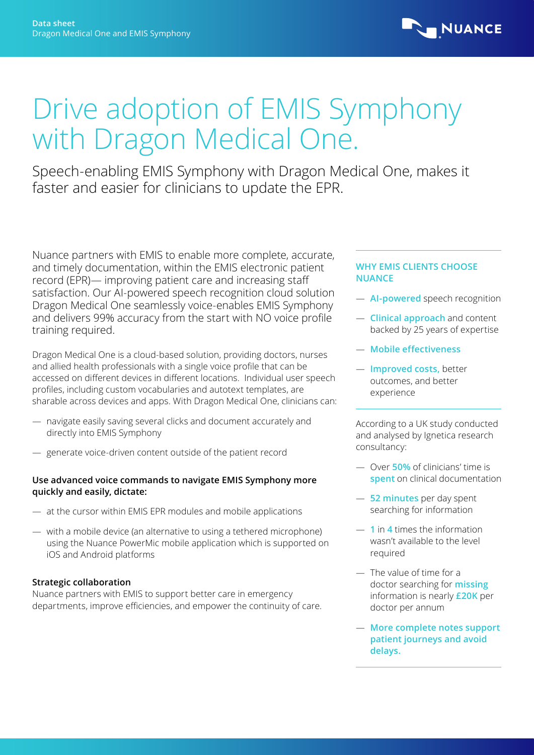# Drive adoption of EMIS Symphony with Dragon Medical One.

Speech-enabling EMIS Symphony with Dragon Medical One, makes it faster and easier for clinicians to update the EPR.

Nuance partners with EMIS to enable more complete, accurate, and timely documentation, within the EMIS electronic patient record (EPR)— improving patient care and increasing staff satisfaction. Our AI-powered speech recognition cloud solution Dragon Medical One seamlessly voice-enables EMIS Symphony and delivers 99% accuracy from the start with NO voice profile training required.

Dragon Medical One is a cloud-based solution, providing doctors, nurses and allied health professionals with a single voice profile that can be accessed on different devices in different locations. Individual user speech profiles, including custom vocabularies and autotext templates, are sharable across devices and apps. With Dragon Medical One, clinicians can:

- navigate easily saving several clicks and document accurately and directly into EMIS Symphony
- generate voice-driven content outside of the patient record

**Use advanced voice commands to navigate EMIS Symphony more quickly and easily, dictate:**

- at the cursor within EMIS EPR modules and mobile applications
- with a mobile device (an alternative to using a tethered microphone) using the Nuance PowerMic mobile application which is supported on iOS and Android platforms

**Strategic collaboration**

Nuance partners with EMIS to support better care in emergency departments, improve efficiencies, and empower the continuity of care.

### WHY EMIS CLIENTS CHOOSE NUANCE

- **AI-powered** speech recognition
- **Clinical approach** and content backed by 25 years of expertise
- **Mobile effectiveness**
- **Improved costs,** better outcomes, and better experience

According to a UK study conducted and analysed by Ignetica research consultancy:

- Over **50%** of clinicians' time is **spent** on clinical documentation
- **52 minutes** per day spent searching for information
- **1** in **4** times the information wasn't available to the level required
- The value of time for a doctor searching for **missing** information is nearly **£20K** per doctor per annum
- **More complete notes support patient journeys and avoid delays.**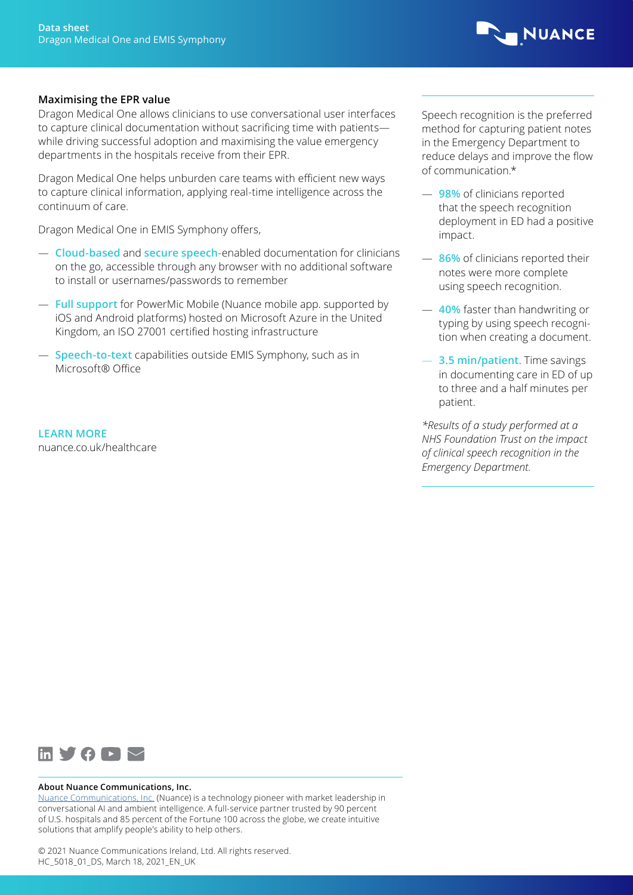## Maximising the EPR value

Dragon Medical One allows clinicians to use conversational user interfaces to capture clinical documentation without sacrificing time with patients—while driving successful adoption and maximising the value emergency departments in the hospitals receive from their EPR.

Dragon Medical One helps unburden care teams with efficient new ways to capture clinical information, applying real-time intelligence across the continuum of care.

Dragon Medical One in EMIS Symphony offers,

- **Cloud-based** and **secure speech**-enabled documentation for clinicians on the go, accessible through any browser with no additional software to install or usernames/passwords to remember
- **Full support** for PowerMic Mobile (Nuance mobile app. supported by iOS and Android platforms) hosted on Microsoft Azure in the United Kingdom, an ISO 27001 certified hosting infrastructure
- **Speech-to-text** capabilities outside EMIS Symphony, such as in Microsoft® Office

**LEARN MORE**
nuance.co.uk/healthcare

Speech recognition is the preferred method for capturing patient notes in the Emergency Department to reduce delays and improve the flow of communication.*

- **98%** of clinicians reported that the speech recognition deployment in ED had a positive impact.
- **86%** of clinicians reported their notes were more complete using speech recognition.
- **40%** faster than handwriting or typing by using speech recognition when creating a document.
- **3.5 min/patient**. Time savings in documenting care in ED of up to three and a half minutes per patient.

*\*Results of a study performed at a NHS Foundation Trust on the impact of clinical speech recognition in the Emergency Department.*

**About Nuance Communications, Inc.**

Nuance Communications, Inc. (Nuance) is a technology pioneer with market leadership in conversational AI and ambient intelligence. A full-service partner trusted by 90 percent of U.S. hospitals and 85 percent of the Fortune 100 across the globe, we create intuitive solutions that amplify people's ability to help others.

© 2021 Nuance Communications Ireland, Ltd. All rights reserved.
HC_5018_01_DS, March 18, 2021_EN_UK